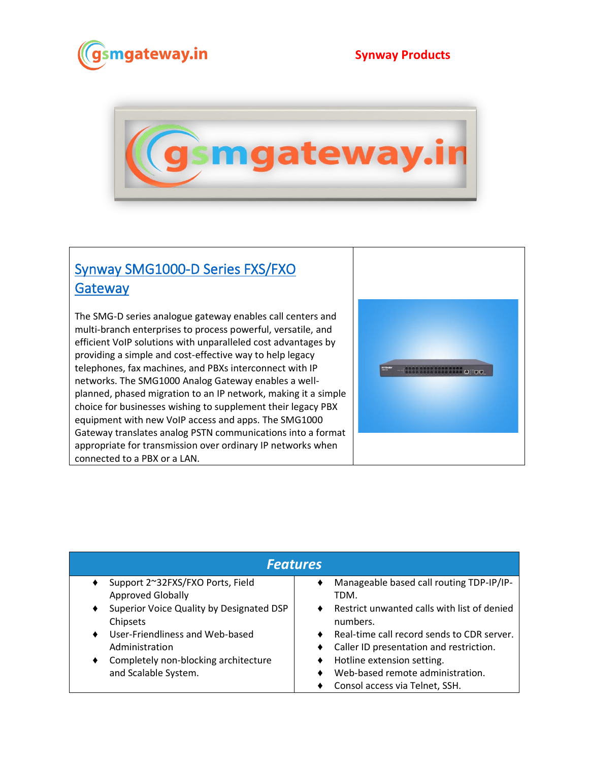Synway Products

## Synway SMG1000-D Series FXS/FXO Gateway

The SMG-D series analogue gateway enables call centers and multi-branch enterprises to process powerful, versatile, and efficient VoIP solutions with unparalleled cost advantages by providing a simple and cost-effective way to help legacy telephones, fax machines, and PBXs interconnect with IP networks. The SMG1000 Analog Gateway enables a well-planned, phased migration to an IP network, making it a simple choice for businesses wishing to supplement their legacy PBX equipment with new VoIP access and apps. The SMG1000 Gateway translates analog PSTN communications into a format appropriate for transmission over ordinary IP networks when connected to a PBX or a LAN.

### Features

- Support 2~32FXS/FXO Ports, Field Approved Globally
- Superior Voice Quality by Designated DSP Chipsets
- User-Friendliness and Web-based Administration
- Completely non-blocking architecture and Scalable System.
- Manageable based call routing TDP-IP/IP-TDM.
- Restrict unwanted calls with list of denied numbers.
- Real-time call record sends to CDR server.
- Caller ID presentation and restriction.
- Hotline extension setting.
- Web-based remote administration.
- Consol access via Telnet, SSH.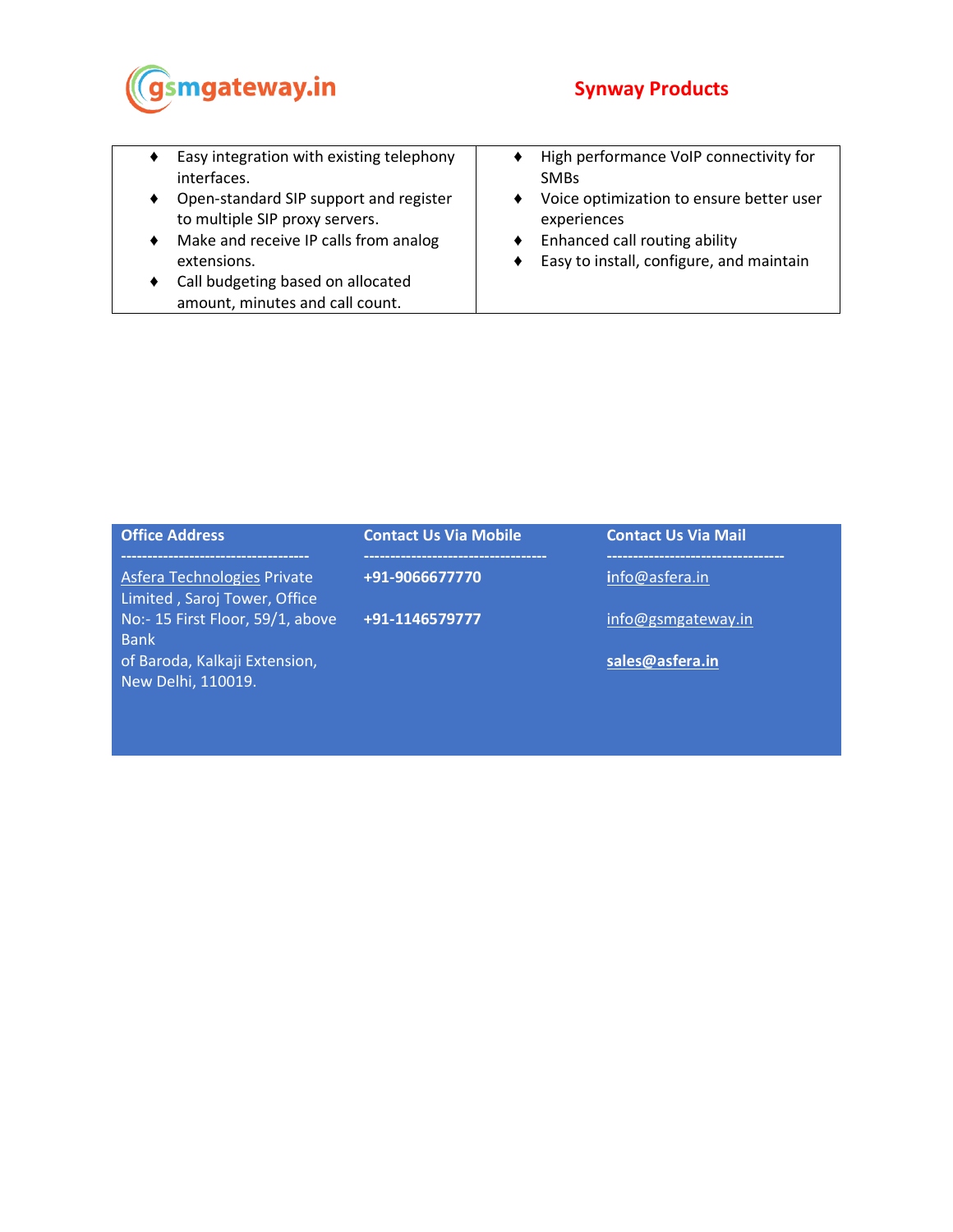| | |
|---|---|
| ♦ Easy integration with existing telephony interfaces.<br>♦ Open-standard SIP support and register to multiple SIP proxy servers.<br>♦ Make and receive IP calls from analog extensions.<br>♦ Call budgeting based on allocated amount, minutes and call count. | ♦ High performance VoIP connectivity for SMBs<br>♦ Voice optimization to ensure better user experiences<br>♦ Enhanced call routing ability<br>♦ Easy to install, configure, and maintain |

| **Office Address** | **Contact Us Via Mobile** | **Contact Us Via Mail** |
|---|---|---|
| Asfera Technologies Private Limited , Saroj Tower, Office No:- 15 First Floor, 59/1, above Bank of Baroda, Kalkaji Extension, New Delhi, 110019. | **+91-9066677770**<br><br>**+91-1146579777** | info@asfera.in<br><br>info@gsmgateway.in<br><br>**sales@asfera.in** |